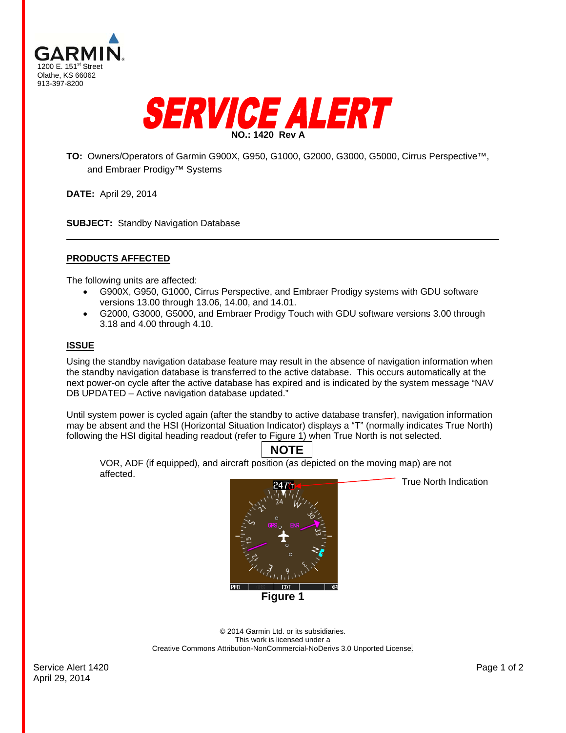GARMIN

1200 E. 151st Street
Olathe, KS 66062
913-397-8200

# SERVICE ALERT

**NO.: 1420 Rev A**

**TO:** Owners/Operators of Garmin G900X, G950, G1000, G2000, G3000, G5000, Cirrus Perspective™, and Embraer Prodigy™ Systems

**DATE:** April 29, 2014

**SUBJECT:** Standby Navigation Database

---

## PRODUCTS AFFECTED

The following units are affected:

- G900X, G950, G1000, Cirrus Perspective, and Embraer Prodigy systems with GDU software versions 13.00 through 13.06, 14.00, and 14.01.
- G2000, G3000, G5000, and Embraer Prodigy Touch with GDU software versions 3.00 through 3.18 and 4.00 through 4.10.

## ISSUE

Using the standby navigation database feature may result in the absence of navigation information when the standby navigation database is transferred to the active database. This occurs automatically at the next power-on cycle after the active database has expired and is indicated by the system message "NAV DB UPDATED – Active navigation database updated."

Until system power is cycled again (after the standby to active database transfer), navigation information may be absent and the HSI (Horizontal Situation Indicator) displays a "T" (normally indicates True North) following the HSI digital heading readout (refer to Figure 1) when True North is not selected.

**NOTE**

VOR, ADF (if equipped), and aircraft position (as depicted on the moving map) are not affected.

True North Indication

**Figure 1**

© 2014 Garmin Ltd. or its subsidiaries.
This work is licensed under a
Creative Commons Attribution-NonCommercial-NoDerivs 3.0 Unported License.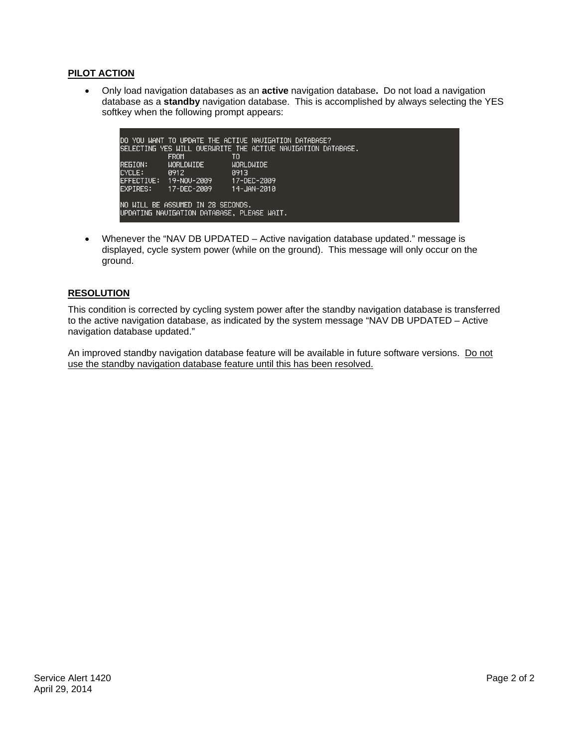**PILOT ACTION**

- Only load navigation databases as an **active** navigation database**.** Do not load a navigation database as a **standby** navigation database. This is accomplished by always selecting the YES softkey when the following prompt appears:

```
DO YOU WANT TO UPDATE THE ACTIVE NAVIGATION DATABASE?
SELECTING YES WILL OVERWRITE THE ACTIVE NAVIGATION DATABASE.
            FROM            TO
REGION:     WORLDWIDE       WORLDWIDE
CYCLE:      0912            0913
EFFECTIVE:  19-NOV-2009     17-DEC-2009
EXPIRES:    17-DEC-2009     14-JAN-2010

NO WILL BE ASSUMED IN 28 SECONDS.
UPDATING NAVIGATION DATABASE, PLEASE WAIT.
```

- Whenever the “NAV DB UPDATED – Active navigation database updated.” message is displayed, cycle system power (while on the ground). This message will only occur on the ground.

**RESOLUTION**

This condition is corrected by cycling system power after the standby navigation database is transferred to the active navigation database, as indicated by the system message “NAV DB UPDATED – Active navigation database updated.”

An improved standby navigation database feature will be available in future software versions. Do not use the standby navigation database feature until this has been resolved.